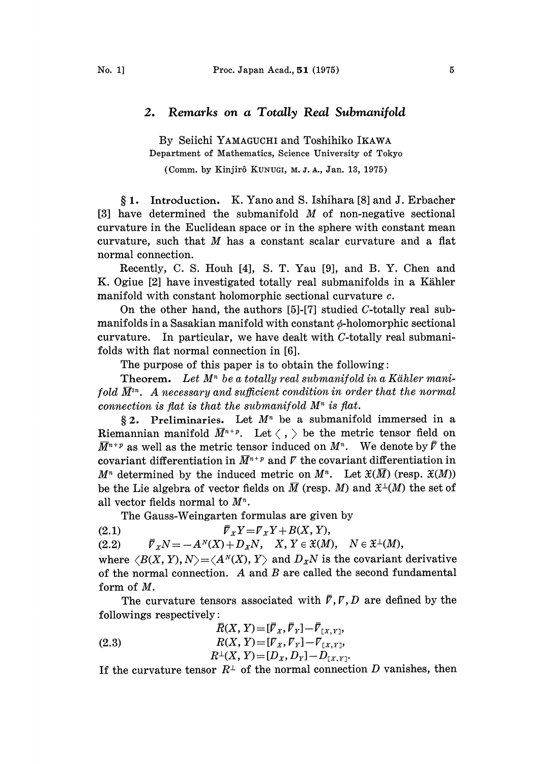# 2. *Remarks on a Totally Real Submanifold*

By Seiichi YAMAGUCHI and Toshihiko IKAWA

Department of Mathematics, Science University of Tokyo

(Comm. by Kinjirô KUNUGI, M. J. A., Jan. 13, 1975)

**§1. Introduction.** K. Yano and S. Ishihara [8] and J. Erbacher [3] have determined the submanifold $M$ of non-negative sectional curvature in the Euclidean space or in the sphere with constant mean curvature, such that $M$ has a constant scalar curvature and a flat normal connection.

Recently, C. S. Houh [4], S. T. Yau [9], and B. Y. Chen and K. Ogiue [2] have investigated totally real submanifolds in a Kähler manifold with constant holomorphic sectional curvature $c$.

On the other hand, the authors [5]-[7] studied $C$-totally real submanifolds in a Sasakian manifold with constant $\phi$-holomorphic sectional curvature. In particular, we have dealt with $C$-totally real submanifolds with flat normal connection in [6].

The purpose of this paper is to obtain the following:

**Theorem.** *Let $M^n$ be a totally real submanifold in a Kähler manifold $\bar{M}^{2n}$. A necessary and sufficient condition in order that the normal connection is flat is that the submanifold $M^n$ is flat.*

**§2. Preliminaries.** Let $M^n$ be a submanifold immersed in a Riemannian manifold $\bar{M}^{n+p}$. Let $\langle\ ,\ \rangle$ be the metric tensor field on $\bar{M}^{n+p}$ as well as the metric tensor induced on $M^n$. We denote by $\bar{\nabla}$ the covariant differentiation in $\bar{M}^{n+p}$ and $\nabla$ the covariant differentiation in $M^n$ determined by the induced metric on $M^n$. Let $\mathfrak{X}(\bar{M})$ (resp. $\mathfrak{X}(M)$) be the Lie algebra of vector fields on $\bar{M}$ (resp. $M$) and $\mathfrak{X}^{\perp}(M)$ the set of all vector fields normal to $M^n$.

The Gauss-Weingarten formulas are given by

$$\bar{\nabla}_X Y = \nabla_X Y + B(X, Y), \tag{2.1}$$

$$\bar{\nabla}_X N = -A^N(X) + D_X N, \quad X, Y \in \mathfrak{X}(M), \quad N \in \mathfrak{X}^{\perp}(M), \tag{2.2}$$

where $\langle B(X, Y), N\rangle = \langle A^N(X), Y\rangle$ and $D_X N$ is the covariant derivative of the normal connection. $A$ and $B$ are called the second fundamental form of $M$.

The curvature tensors associated with $\bar{\nabla}, \nabla, D$ are defined by the followings respectively:

$$\begin{aligned} \bar{R}(X, Y) &= [\bar{\nabla}_X, \bar{\nabla}_Y] - \bar{\nabla}_{[X,Y]}, \\ R(X, Y) &= [\nabla_X, \nabla_Y] - \nabla_{[X,Y]}, \\ R^{\perp}(X, Y) &= [D_X, D_Y] - D_{[X,Y]}. \end{aligned} \tag{2.3}$$

If the curvature tensor $R^{\perp}$ of the normal connection $D$ vanishes, then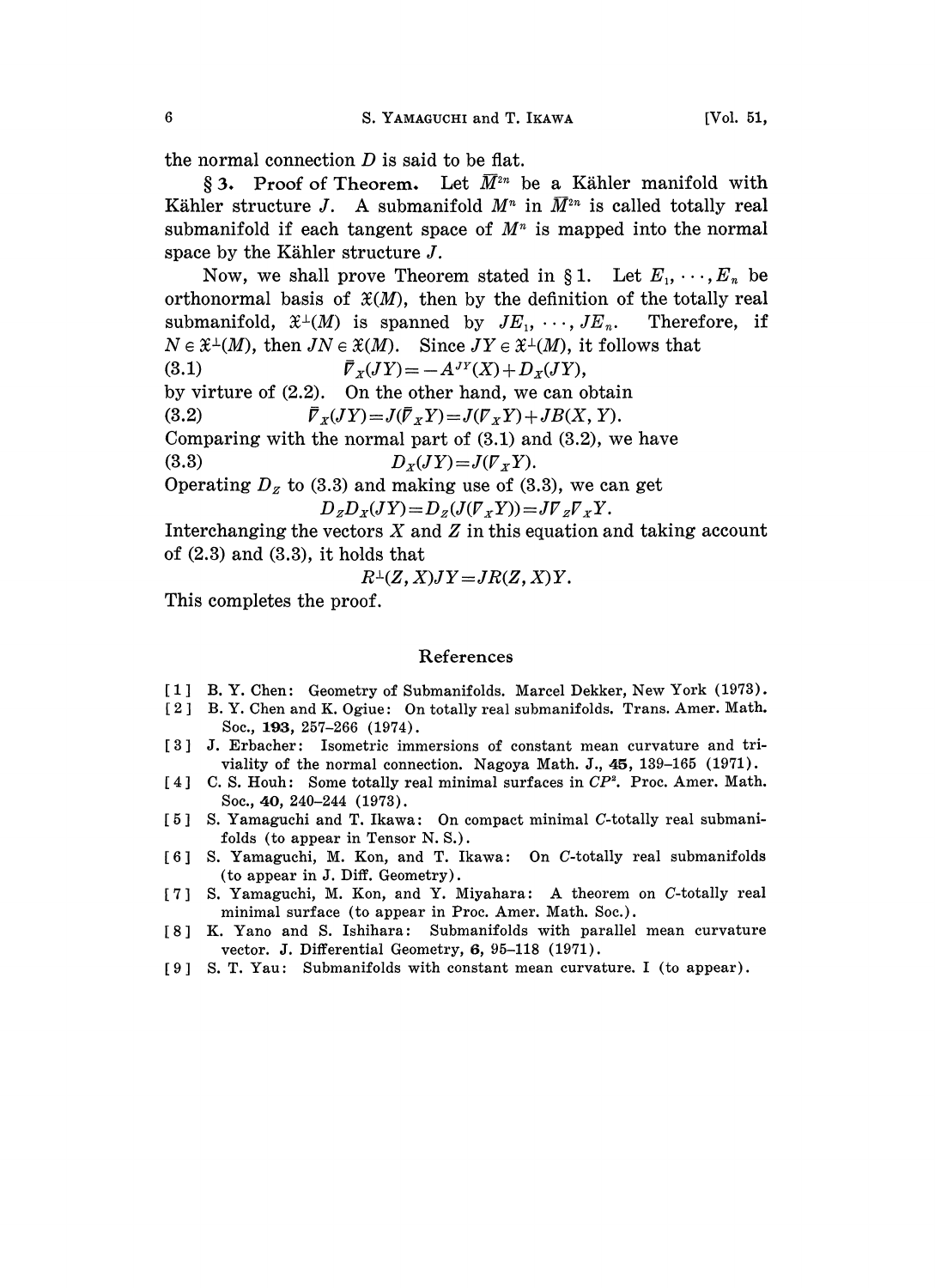the normal connection $D$ is said to be flat.

**§ 3. Proof of Theorem.** Let $\bar{M}^{2n}$ be a Kähler manifold with Kähler structure $J$. A submanifold $M^n$ in $\bar{M}^{2n}$ is called totally real submanifold if each tangent space of $M^n$ is mapped into the normal space by the Kähler structure $J$.

Now, we shall prove Theorem stated in § 1. Let $E_1, \cdots, E_n$ be orthonormal basis of $\mathfrak{X}(M)$, then by the definition of the totally real submanifold, $\mathfrak{X}^{\perp}(M)$ is spanned by $JE_1, \cdots, JE_n$. Therefore, if $N \in \mathfrak{X}^{\perp}(M)$, then $JN \in \mathfrak{X}(M)$. Since $JY \in \mathfrak{X}^{\perp}(M)$, it follows that

$$\bar{\nabla}_X(JY) = -A^{JY}(X) + D_X(JY), \tag{3.1}$$

by virtue of (2.2). On the other hand, we can obtain

$$\bar{\nabla}_X(JY) = J(\bar{\nabla}_X Y) = J(\nabla_X Y) + JB(X, Y). \tag{3.2}$$

Comparing with the normal part of (3.1) and (3.2), we have

$$D_X(JY) = J(\nabla_X Y). \tag{3.3}$$

Operating $D_Z$ to (3.3) and making use of (3.3), we can get

$$D_Z D_X(JY) = D_Z(J(\nabla_X Y)) = J\nabla_Z \nabla_X Y.$$

Interchanging the vectors $X$ and $Z$ in this equation and taking account of (2.3) and (3.3), it holds that

$$R^{\perp}(Z, X)JY = JR(Z, X)Y.$$

This completes the proof.

## References

[1] B. Y. Chen: Geometry of Submanifolds. Marcel Dekker, New York (1973).

[2] B. Y. Chen and K. Ogiue: On totally real submanifolds. Trans. Amer. Math. Soc., **193**, 257–266 (1974).

[3] J. Erbacher: Isometric immersions of constant mean curvature and triviality of the normal connection. Nagoya Math. J., **45**, 139–165 (1971).

[4] C. S. Houh: Some totally real minimal surfaces in $CP^2$. Proc. Amer. Math. Soc., **40**, 240–244 (1973).

[5] S. Yamaguchi and T. Ikawa: On compact minimal $C$-totally real submanifolds (to appear in Tensor N. S.).

[6] S. Yamaguchi, M. Kon, and T. Ikawa: On $C$-totally real submanifolds (to appear in J. Diff. Geometry).

[7] S. Yamaguchi, M. Kon, and Y. Miyahara: A theorem on $C$-totally real minimal surface (to appear in Proc. Amer. Math. Soc.).

[8] K. Yano and S. Ishihara: Submanifolds with parallel mean curvature vector. J. Differential Geometry, **6**, 95–118 (1971).

[9] S. T. Yau: Submanifolds with constant mean curvature. I (to appear).